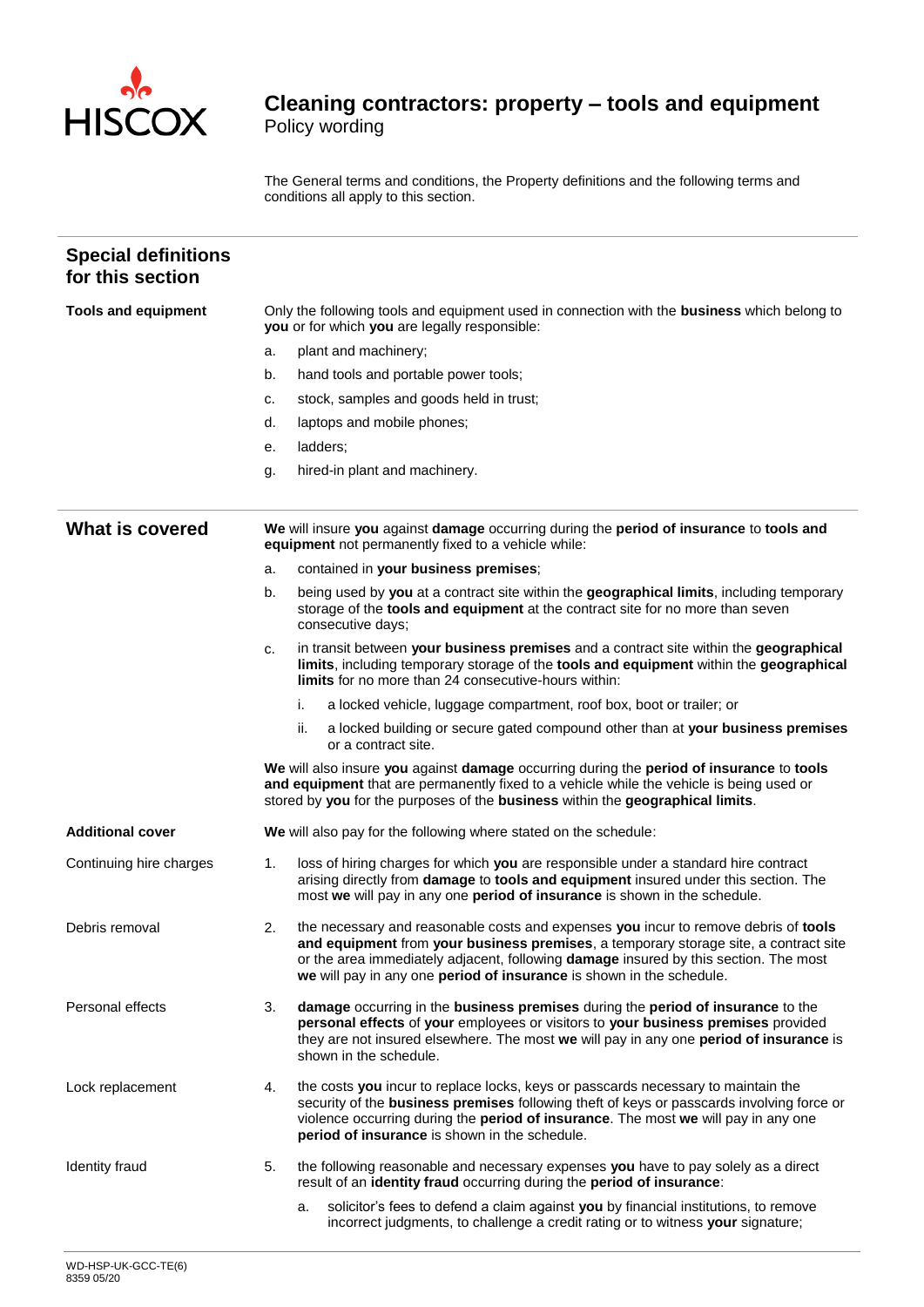# Cleaning contractors: property – tools and equipment

Policy wording

The General terms and conditions, the Property definitions and the following terms and conditions all apply to this section.

## Special definitions for this section

**Tools and equipment**

Only the following tools and equipment used in connection with the **business** which belong to **you** or for which **you** are legally responsible:

a. plant and machinery;

b. hand tools and portable power tools;

c. stock, samples and goods held in trust;

d. laptops and mobile phones;

e. ladders;

g. hired-in plant and machinery.

## What is covered

**We** will insure **you** against **damage** occurring during the **period of insurance** to **tools and equipment** not permanently fixed to a vehicle while:

a. contained in **your business premises**;

b. being used by **you** at a contract site within the **geographical limits**, including temporary storage of the **tools and equipment** at the contract site for no more than seven consecutive days;

c. in transit between **your business premises** and a contract site within the **geographical limits**, including temporary storage of the **tools and equipment** within the **geographical limits** for no more than 24 consecutive-hours within:

   i. a locked vehicle, luggage compartment, roof box, boot or trailer; or

   ii. a locked building or secure gated compound other than at **your business premises** or a contract site.

**We** will also insure **you** against **damage** occurring during the **period of insurance** to **tools and equipment** that are permanently fixed to a vehicle while the vehicle is being used or stored by **you** for the purposes of the **business** within the **geographical limits**.

**Additional cover**

**We** will also pay for the following where stated on the schedule:

Continuing hire charges

1. loss of hiring charges for which **you** are responsible under a standard hire contract arising directly from **damage** to **tools and equipment** insured under this section. The most **we** will pay in any one **period of insurance** is shown in the schedule.

Debris removal

2. the necessary and reasonable costs and expenses **you** incur to remove debris of **tools and equipment** from **your business premises**, a temporary storage site, a contract site or the area immediately adjacent, following **damage** insured by this section. The most **we** will pay in any one **period of insurance** is shown in the schedule.

Personal effects

3. **damage** occurring in the **business premises** during the **period of insurance** to the **personal effects** of **your** employees or visitors to **your business premises** provided they are not insured elsewhere. The most **we** will pay in any one **period of insurance** is shown in the schedule.

Lock replacement

4. the costs **you** incur to replace locks, keys or passcards necessary to maintain the security of the **business premises** following theft of keys or passcards involving force or violence occurring during the **period of insurance**. The most **we** will pay in any one **period of insurance** is shown in the schedule.

Identity fraud

5. the following reasonable and necessary expenses **you** have to pay solely as a direct result of an **identity fraud** occurring during the **period of insurance**:

   a. solicitor's fees to defend a claim against **you** by financial institutions, to remove incorrect judgments, to challenge a credit rating or to witness **your** signature;

WD-HSP-UK-GCC-TE(6)
8359 05/20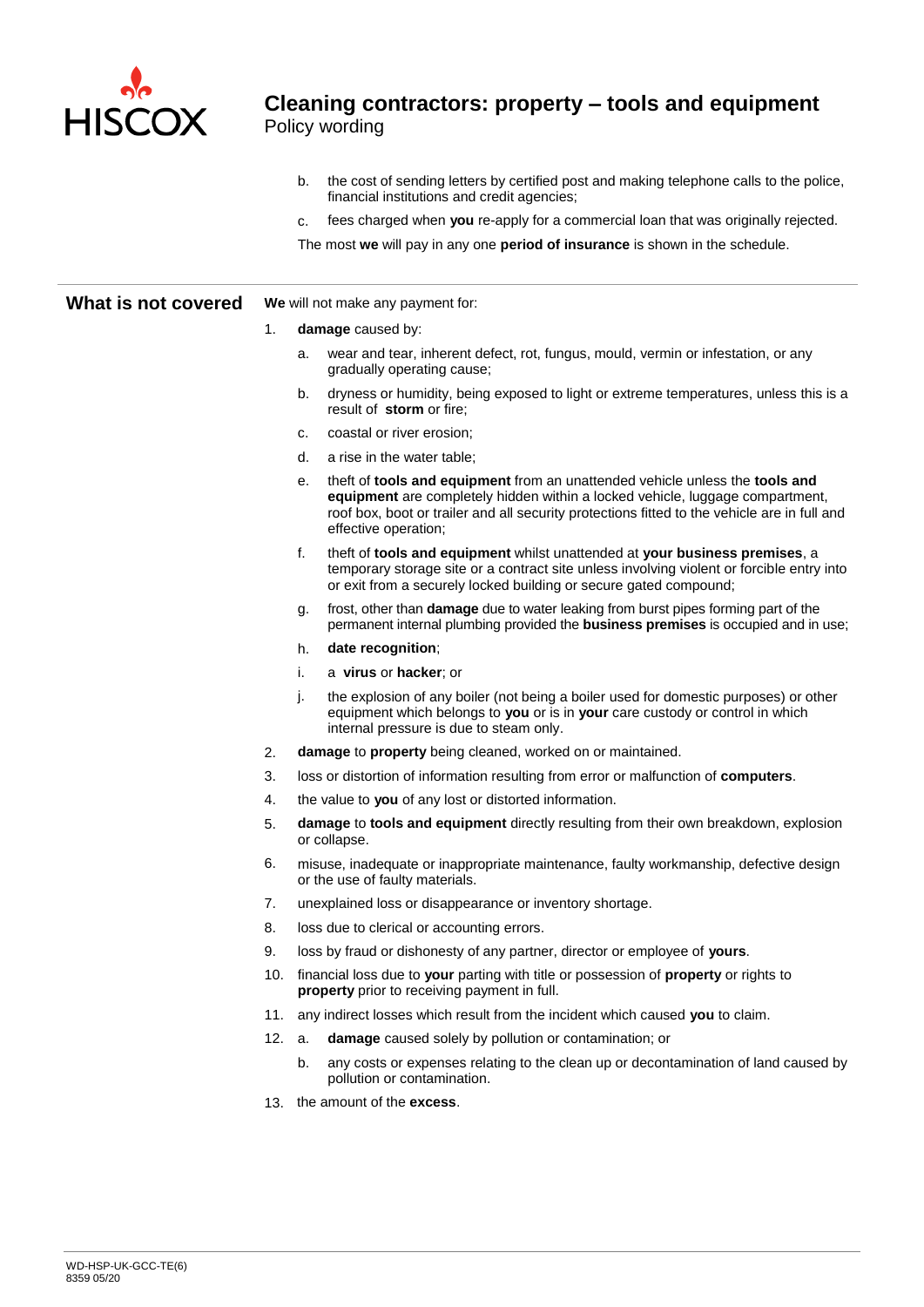b. the cost of sending letters by certified post and making telephone calls to the police, financial institutions and credit agencies;

c. fees charged when **you** re-apply for a commercial loan that was originally rejected.

The most **we** will pay in any one **period of insurance** is shown in the schedule.

## What is not covered

**We** will not make any payment for:

1. **damage** caused by:
   a. wear and tear, inherent defect, rot, fungus, mould, vermin or infestation, or any gradually operating cause;
   b. dryness or humidity, being exposed to light or extreme temperatures, unless this is a result of **storm** or fire;
   c. coastal or river erosion;
   d. a rise in the water table;
   e. theft of **tools and equipment** from an unattended vehicle unless the **tools and equipment** are completely hidden within a locked vehicle, luggage compartment, roof box, boot or trailer and all security protections fitted to the vehicle are in full and effective operation;
   f. theft of **tools and equipment** whilst unattended at **your business premises**, a temporary storage site or a contract site unless involving violent or forcible entry into or exit from a securely locked building or secure gated compound;
   g. frost, other than **damage** due to water leaking from burst pipes forming part of the permanent internal plumbing provided the **business premises** is occupied and in use;
   h. **date recognition**;
   i. a **virus** or **hacker**; or
   j. the explosion of any boiler (not being a boiler used for domestic purposes) or other equipment which belongs to **you** or is in **your** care custody or control in which internal pressure is due to steam only.
2. **damage** to **property** being cleaned, worked on or maintained.
3. loss or distortion of information resulting from error or malfunction of **computers**.
4. the value to **you** of any lost or distorted information.
5. **damage** to **tools and equipment** directly resulting from their own breakdown, explosion or collapse.
6. misuse, inadequate or inappropriate maintenance, faulty workmanship, defective design or the use of faulty materials.
7. unexplained loss or disappearance or inventory shortage.
8. loss due to clerical or accounting errors.
9. loss by fraud or dishonesty of any partner, director or employee of **yours**.
10. financial loss due to **your** parting with title or possession of **property** or rights to **property** prior to receiving payment in full.
11. any indirect losses which result from the incident which caused **you** to claim.
12. a. **damage** caused solely by pollution or contamination; or
    b. any costs or expenses relating to the clean up or decontamination of land caused by pollution or contamination.
13. the amount of the **excess**.

WD-HSP-UK-GCC-TE(6)
8359 05/20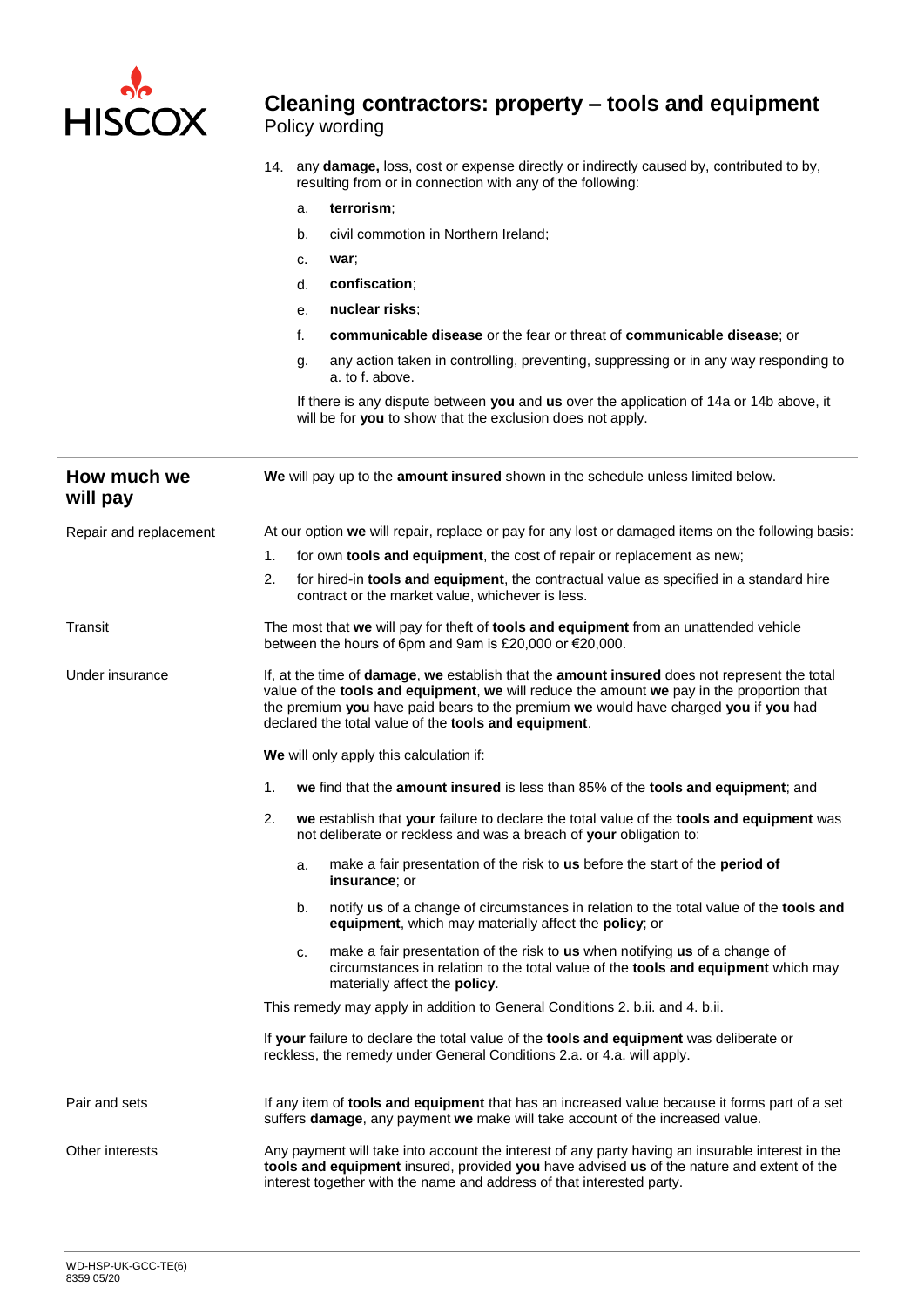14. any **damage,** loss, cost or expense directly or indirectly caused by, contributed to by, resulting from or in connection with any of the following:

    a. **terrorism**;

    b. civil commotion in Northern Ireland;

    c. **war**;

    d. **confiscation**;

    e. **nuclear risks**;

    f. **communicable disease** or the fear or threat of **communicable disease**; or

    g. any action taken in controlling, preventing, suppressing or in any way responding to a. to f. above.

    If there is any dispute between **you** and **us** over the application of 14a or 14b above, it will be for **you** to show that the exclusion does not apply.

## How much we will pay

**We** will pay up to the **amount insured** shown in the schedule unless limited below.

### Repair and replacement

At our option **we** will repair, replace or pay for any lost or damaged items on the following basis:

1. for own **tools and equipment**, the cost of repair or replacement as new;
2. for hired-in **tools and equipment**, the contractual value as specified in a standard hire contract or the market value, whichever is less.

### Transit

The most that **we** will pay for theft of **tools and equipment** from an unattended vehicle between the hours of 6pm and 9am is £20,000 or €20,000.

### Under insurance

If, at the time of **damage**, **we** establish that the **amount insured** does not represent the total value of the **tools and equipment**, **we** will reduce the amount **we** pay in the proportion that the premium **you** have paid bears to the premium **we** would have charged **you** if **you** had declared the total value of the **tools and equipment**.

**We** will only apply this calculation if:

1. **we** find that the **amount insured** is less than 85% of the **tools and equipment**; and
2. **we** establish that **your** failure to declare the total value of the **tools and equipment** was not deliberate or reckless and was a breach of **your** obligation to:

    a. make a fair presentation of the risk to **us** before the start of the **period of insurance**; or

    b. notify **us** of a change of circumstances in relation to the total value of the **tools and equipment**, which may materially affect the **policy**; or

    c. make a fair presentation of the risk to **us** when notifying **us** of a change of circumstances in relation to the total value of the **tools and equipment** which may materially affect the **policy**.

This remedy may apply in addition to General Conditions 2. b.ii. and 4. b.ii.

If **your** failure to declare the total value of the **tools and equipment** was deliberate or reckless, the remedy under General Conditions 2.a. or 4.a. will apply.

### Pair and sets

If any item of **tools and equipment** that has an increased value because it forms part of a set suffers **damage**, any payment **we** make will take account of the increased value.

### Other interests

Any payment will take into account the interest of any party having an insurable interest in the **tools and equipment** insured, provided **you** have advised **us** of the nature and extent of the interest together with the name and address of that interested party.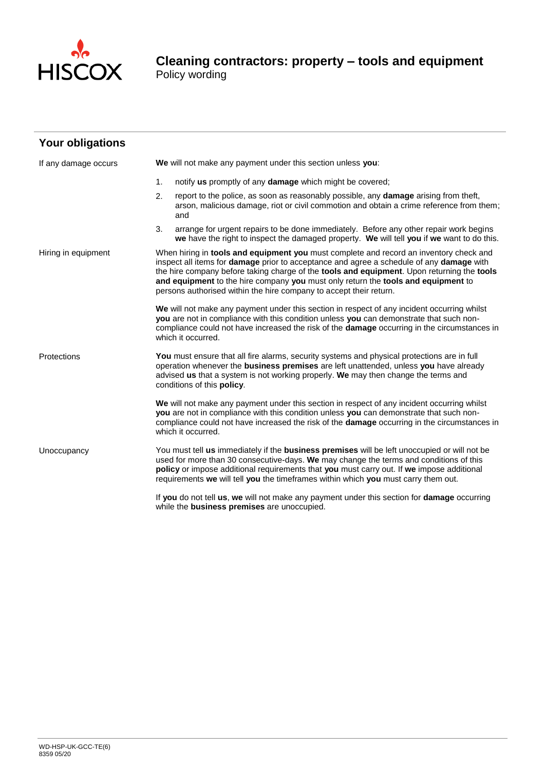# Cleaning contractors: property – tools and equipment

Policy wording

## Your obligations

**If any damage occurs**

**We** will not make any payment under this section unless **you**:

1. notify **us** promptly of any **damage** which might be covered;
2. report to the police, as soon as reasonably possible, any **damage** arising from theft, arson, malicious damage, riot or civil commotion and obtain a crime reference from them; and
3. arrange for urgent repairs to be done immediately. Before any other repair work begins **we** have the right to inspect the damaged property. **We** will tell **you** if **we** want to do this.

**Hiring in equipment**

When hiring in **tools and equipment you** must complete and record an inventory check and inspect all items for **damage** prior to acceptance and agree a schedule of any **damage** with the hire company before taking charge of the **tools and equipment**. Upon returning the **tools and equipment** to the hire company **you** must only return the **tools and equipment** to persons authorised within the hire company to accept their return.

**We** will not make any payment under this section in respect of any incident occurring whilst **you** are not in compliance with this condition unless **you** can demonstrate that such non-compliance could not have increased the risk of the **damage** occurring in the circumstances in which it occurred.

**Protections**

**You** must ensure that all fire alarms, security systems and physical protections are in full operation whenever the **business premises** are left unattended, unless **you** have already advised **us** that a system is not working properly. **We** may then change the terms and conditions of this **policy**.

**We** will not make any payment under this section in respect of any incident occurring whilst **you** are not in compliance with this condition unless **you** can demonstrate that such non-compliance could not have increased the risk of the **damage** occurring in the circumstances in which it occurred.

**Unoccupancy**

You must tell **us** immediately if the **business premises** will be left unoccupied or will not be used for more than 30 consecutive-days. **We** may change the terms and conditions of this **policy** or impose additional requirements that **you** must carry out. If **we** impose additional requirements **we** will tell **you** the timeframes within which **you** must carry them out.

If **you** do not tell **us**, **we** will not make any payment under this section for **damage** occurring while the **business premises** are unoccupied.

WD-HSP-UK-GCC-TE(6)
8359 05/20